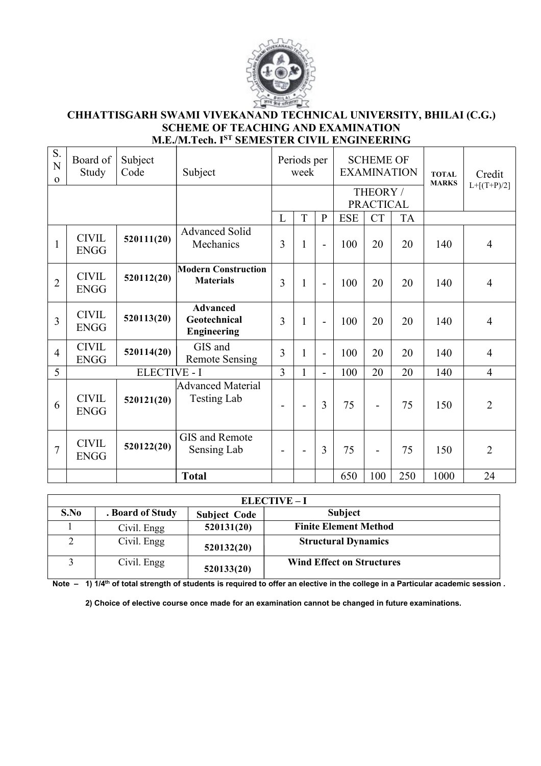# CHHATTISGARH SWAMI VIVEKANAND TECHNICAL UNIVERSITY, BHILAI (C.G.)

## SCHEME OF TEACHING AND EXAMINATION

## M.E./M.Tech. I[ST] SEMESTER CIVIL ENGINEERING

| S. No | Board of Study | Subject Code | Subject | Periods per week | | | SCHEME OF EXAMINATION | | | TOTAL MARKS | Credit L+[(T+P)/2] |
|---|---|---|---|---|---|---|---|---|---|---|---|
| | | | | | | | THEORY / PRACTICAL | | | | |
| | | | | L | T | P | ESE | CT | TA | | |
| 1 | CIVIL ENGG | **520111(20)** | Advanced Solid Mechanics | 3 | 1 | - | 100 | 20 | 20 | 140 | 4 |
| 2 | CIVIL ENGG | **520112(20)** | **Modern Construction Materials** | 3 | 1 | - | 100 | 20 | 20 | 140 | 4 |
| 3 | CIVIL ENGG | **520113(20)** | **Advanced Geotechnical Engineering** | 3 | 1 | - | 100 | 20 | 20 | 140 | 4 |
| 4 | CIVIL ENGG | **520114(20)** | GIS and Remote Sensing | 3 | 1 | - | 100 | 20 | 20 | 140 | 4 |
| 5 | ELECTIVE - I | | | 3 | 1 | - | 100 | 20 | 20 | 140 | 4 |
| 6 | CIVIL ENGG | **520121(20)** | Advanced Material Testing Lab | - | - | 3 | 75 | - | 75 | 150 | 2 |
| 7 | CIVIL ENGG | **520122(20)** | GIS and Remote Sensing Lab | - | - | 3 | 75 | - | 75 | 150 | 2 |
| | | | **Total** | | | | 650 | 100 | 250 | 1000 | 24 |

| ELECTIVE – I | | | |
|---|---|---|---|
| **S.No** | **. Board of Study** | **Subject Code** | **Subject** |
| 1 | Civil. Engg | **520131(20)** | **Finite Element Method** |
| 2 | Civil. Engg | **520132(20)** | **Structural Dynamics** |
| 3 | Civil. Engg | **520133(20)** | **Wind Effect on Structures** |

**Note – 1) 1/4[th] of total strength of students is required to offer an elective in the college in a Particular academic session .**

**2) Choice of elective course once made for an examination cannot be changed in future examinations.**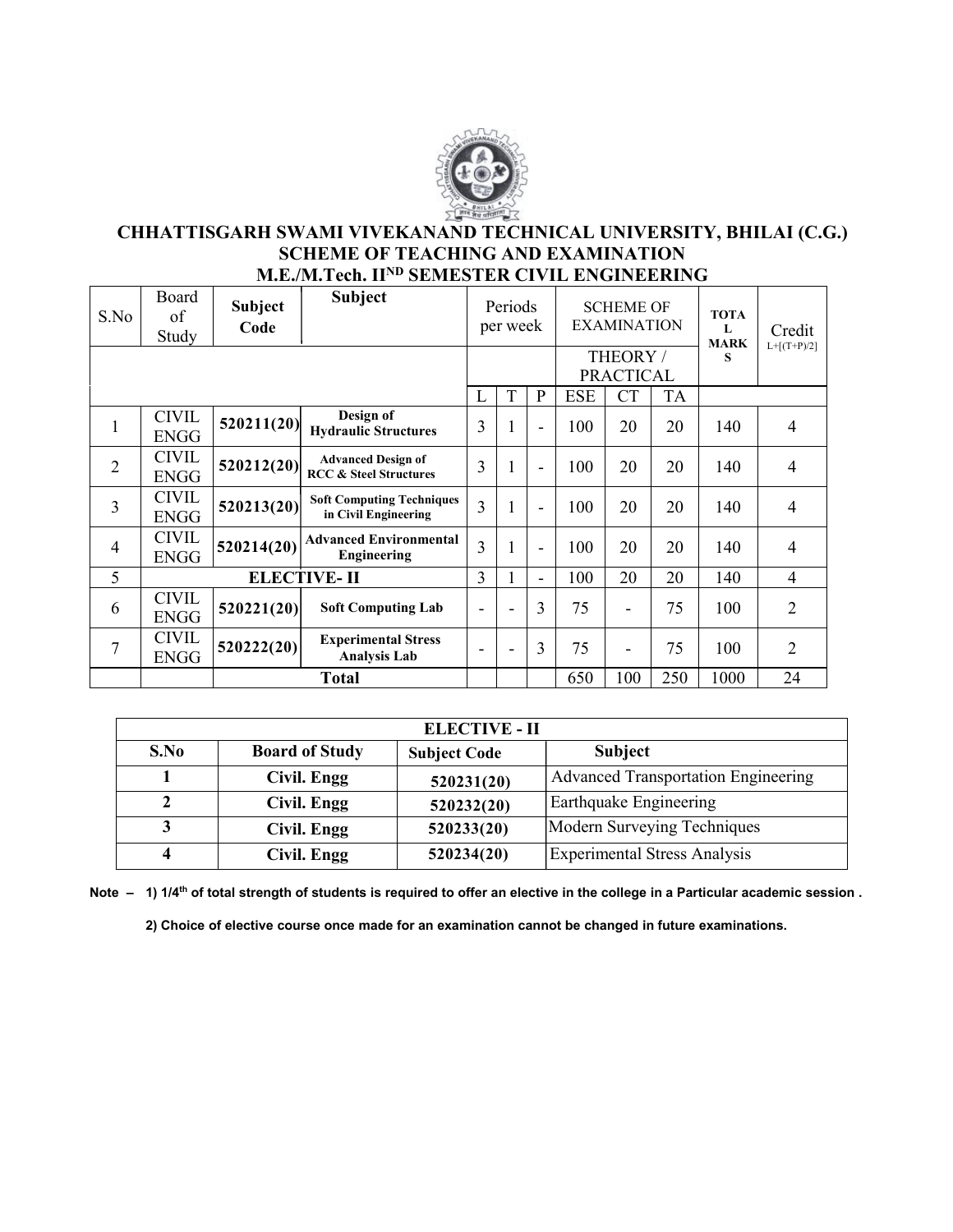# CHHATTISGARH SWAMI VIVEKANAND TECHNICAL UNIVERSITY, BHILAI (C.G.)

## SCHEME OF TEACHING AND EXAMINATION

## M.E./M.Tech. II$^{ND}$ SEMESTER CIVIL ENGINEERING

| S.No | Board of Study | Subject Code | Subject | Periods per week | | | SCHEME OF EXAMINATION | | | TOTAL MARKS | Credit L+[(T+P)/2] |
|---|---|---|---|---|---|---|---|---|---|---|---|
| | | | | | | | THEORY / PRACTICAL | | | | |
| | | | | L | T | P | ESE | CT | TA | | |
| 1 | CIVIL ENGG | 520211(20) | Design of Hydraulic Structures | 3 | 1 | - | 100 | 20 | 20 | 140 | 4 |
| 2 | CIVIL ENGG | 520212(20) | Advanced Design of RCC & Steel Structures | 3 | 1 | - | 100 | 20 | 20 | 140 | 4 |
| 3 | CIVIL ENGG | 520213(20) | Soft Computing Techniques in Civil Engineering | 3 | 1 | - | 100 | 20 | 20 | 140 | 4 |
| 4 | CIVIL ENGG | 520214(20) | Advanced Environmental Engineering | 3 | 1 | - | 100 | 20 | 20 | 140 | 4 |
| 5 | ELECTIVE- II | | | 3 | 1 | - | 100 | 20 | 20 | 140 | 4 |
| 6 | CIVIL ENGG | 520221(20) | Soft Computing Lab | - | - | 3 | 75 | - | 75 | 100 | 2 |
| 7 | CIVIL ENGG | 520222(20) | Experimental Stress Analysis Lab | - | - | 3 | 75 | - | 75 | 100 | 2 |
| | | Total | | | | | 650 | 100 | 250 | 1000 | 24 |

| ELECTIVE - II | | | |
|---|---|---|---|
| **S.No** | **Board of Study** | **Subject Code** | **Subject** |
| **1** | **Civil. Engg** | **520231(20)** | Advanced Transportation Engineering |
| **2** | **Civil. Engg** | **520232(20)** | Earthquake Engineering |
| **3** | **Civil. Engg** | **520233(20)** | Modern Surveying Techniques |
| **4** | **Civil. Engg** | **520234(20)** | Experimental Stress Analysis |

**Note – 1) 1/4$^{th}$ of total strength of students is required to offer an elective in the college in a Particular academic session .**

**2) Choice of elective course once made for an examination cannot be changed in future examinations.**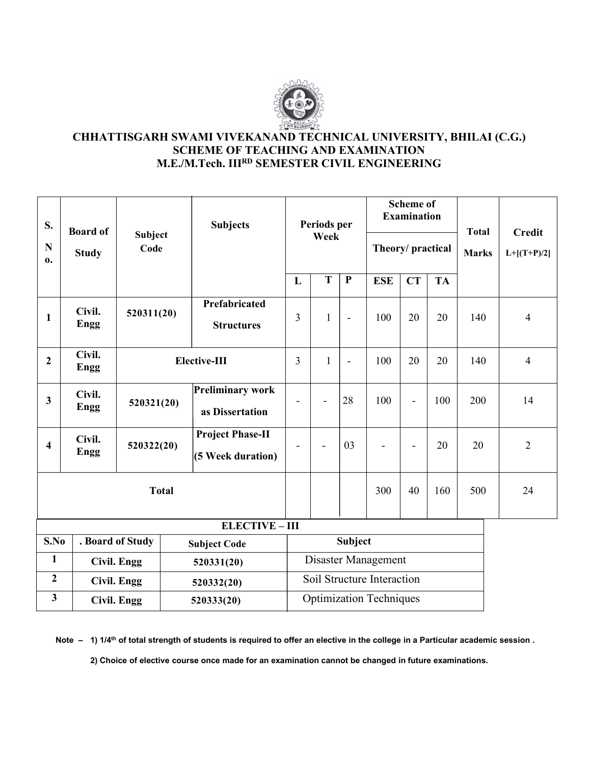# CHHATTISGARH SWAMI VIVEKANAND TECHNICAL UNIVERSITY, BHILAI (C.G.)

## SCHEME OF TEACHING AND EXAMINATION

## M.E./M.Tech. III[RD] SEMESTER CIVIL ENGINEERING

| S. No. | Board of Study | Subject Code | Subjects | Periods per Week | | | Scheme of Examination Theory/ practical | | | Total Marks | Credit L+[(T+P)/2] |
|---|---|---|---|---|---|---|---|---|---|---|---|
| | | | | L | T | P | ESE | CT | TA | | |
| 1 | Civil. Engg | 520311(20) | Prefabricated Structures | 3 | 1 | - | 100 | 20 | 20 | 140 | 4 |
| 2 | Civil. Engg | Elective-III | | 3 | 1 | - | 100 | 20 | 20 | 140 | 4 |
| 3 | Civil. Engg | 520321(20) | Preliminary work as Dissertation | - | - | 28 | 100 | - | 100 | 200 | 14 |
| 4 | Civil. Engg | 520322(20) | Project Phase-II (5 Week duration) | - | - | 03 | - | - | 20 | 20 | 2 |
| Total | | | | | | | 300 | 40 | 160 | 500 | 24 |

| ELECTIVE – III | | | |
|---|---|---|---|
| S.No | . Board of Study | Subject Code | Subject |
| 1 | Civil. Engg | 520331(20) | Disaster Management |
| 2 | Civil. Engg | 520332(20) | Soil Structure Interaction |
| 3 | Civil. Engg | 520333(20) | Optimization Techniques |

**Note – 1) 1/4th of total strength of students is required to offer an elective in the college in a Particular academic session .**

**2) Choice of elective course once made for an examination cannot be changed in future examinations.**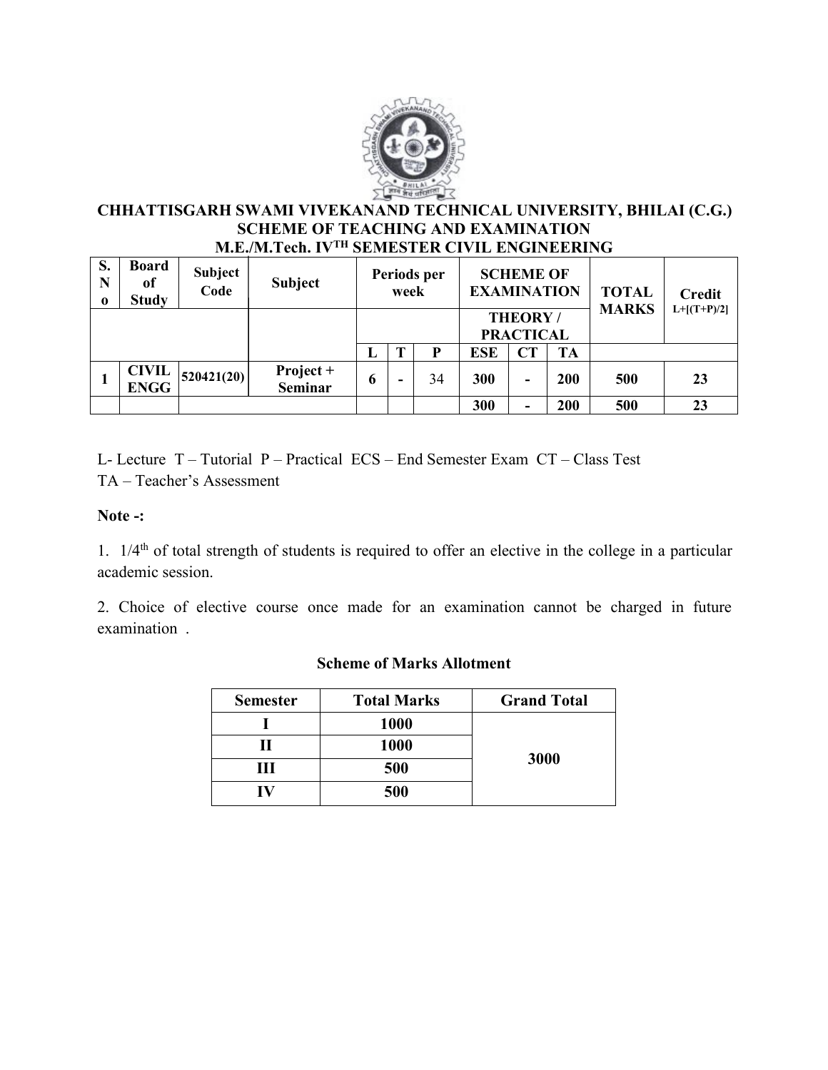# CHHATTISGARH SWAMI VIVEKANAND TECHNICAL UNIVERSITY, BHILAI (C.G.)
## SCHEME OF TEACHING AND EXAMINATION
## M.E./M.Tech. IV[TH] SEMESTER CIVIL ENGINEERING

| S. No | Board of Study | Subject Code | Subject | Periods per week | | | SCHEME OF EXAMINATION THEORY / PRACTICAL | | | TOTAL MARKS | Credit L+[(T+P)/2] |
|---|---|---|---|---|---|---|---|---|---|---|---|
| | | | | L | T | P | ESE | CT | TA | | |
| 1 | CIVIL ENGG | 520421(20) | Project + Seminar | 6 | - | 34 | 300 | - | 200 | 500 | 23 |
| | | | | | | | 300 | - | 200 | 500 | 23 |

L- Lecture T – Tutorial P – Practical ECS – End Semester Exam CT – Class Test
TA – Teacher's Assessment

**Note -:**

1. 1/4th of total strength of students is required to offer an elective in the college in a particular academic session.

2. Choice of elective course once made for an examination cannot be charged in future examination .

**Scheme of Marks Allotment**

| Semester | Total Marks | Grand Total |
|---|---|---|
| I | 1000 | 3000 |
| II | 1000 | |
| III | 500 | |
| IV | 500 | |